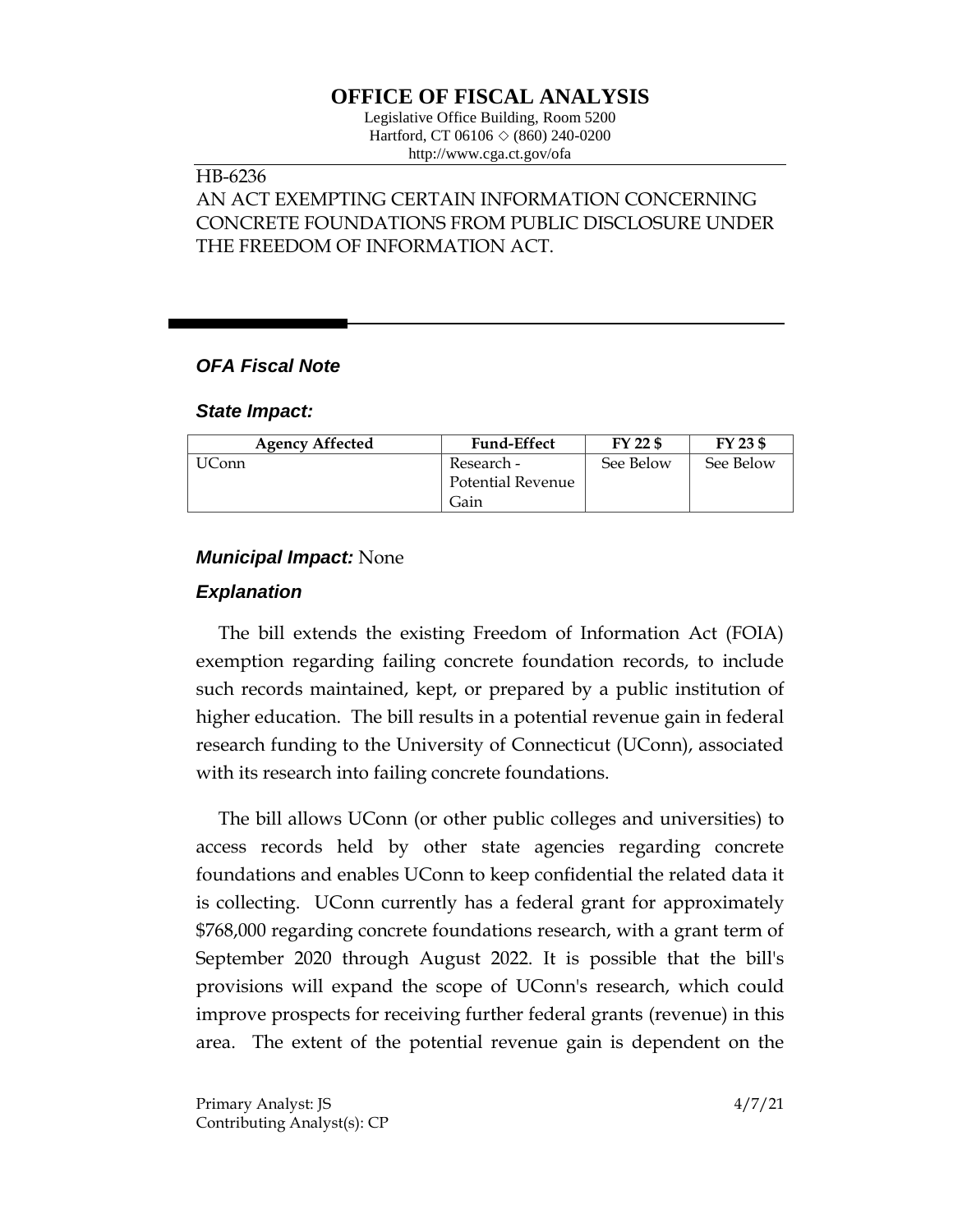# OFFICE OF FISCAL ANALYSIS

Legislative Office Building, Room 5200
Hartford, CT 06106 ◇ (860) 240-0200
http://www.cga.ct.gov/ofa

HB-6236
AN ACT EXEMPTING CERTAIN INFORMATION CONCERNING CONCRETE FOUNDATIONS FROM PUBLIC DISCLOSURE UNDER THE FREEDOM OF INFORMATION ACT.

## *OFA Fiscal Note*

### *State Impact:*

| Agency Affected | Fund-Effect | FY 22 $ | FY 23 $ |
|---|---|---|---|
| UConn | Research - Potential Revenue Gain | See Below | See Below |

### *Municipal Impact:* None

### *Explanation*

The bill extends the existing Freedom of Information Act (FOIA) exemption regarding failing concrete foundation records, to include such records maintained, kept, or prepared by a public institution of higher education. The bill results in a potential revenue gain in federal research funding to the University of Connecticut (UConn), associated with its research into failing concrete foundations.

The bill allows UConn (or other public colleges and universities) to access records held by other state agencies regarding concrete foundations and enables UConn to keep confidential the related data it is collecting. UConn currently has a federal grant for approximately $768,000 regarding concrete foundations research, with a grant term of September 2020 through August 2022. It is possible that the bill's provisions will expand the scope of UConn's research, which could improve prospects for receiving further federal grants (revenue) in this area. The extent of the potential revenue gain is dependent on the

Primary Analyst: JS
Contributing Analyst(s): CP

4/7/21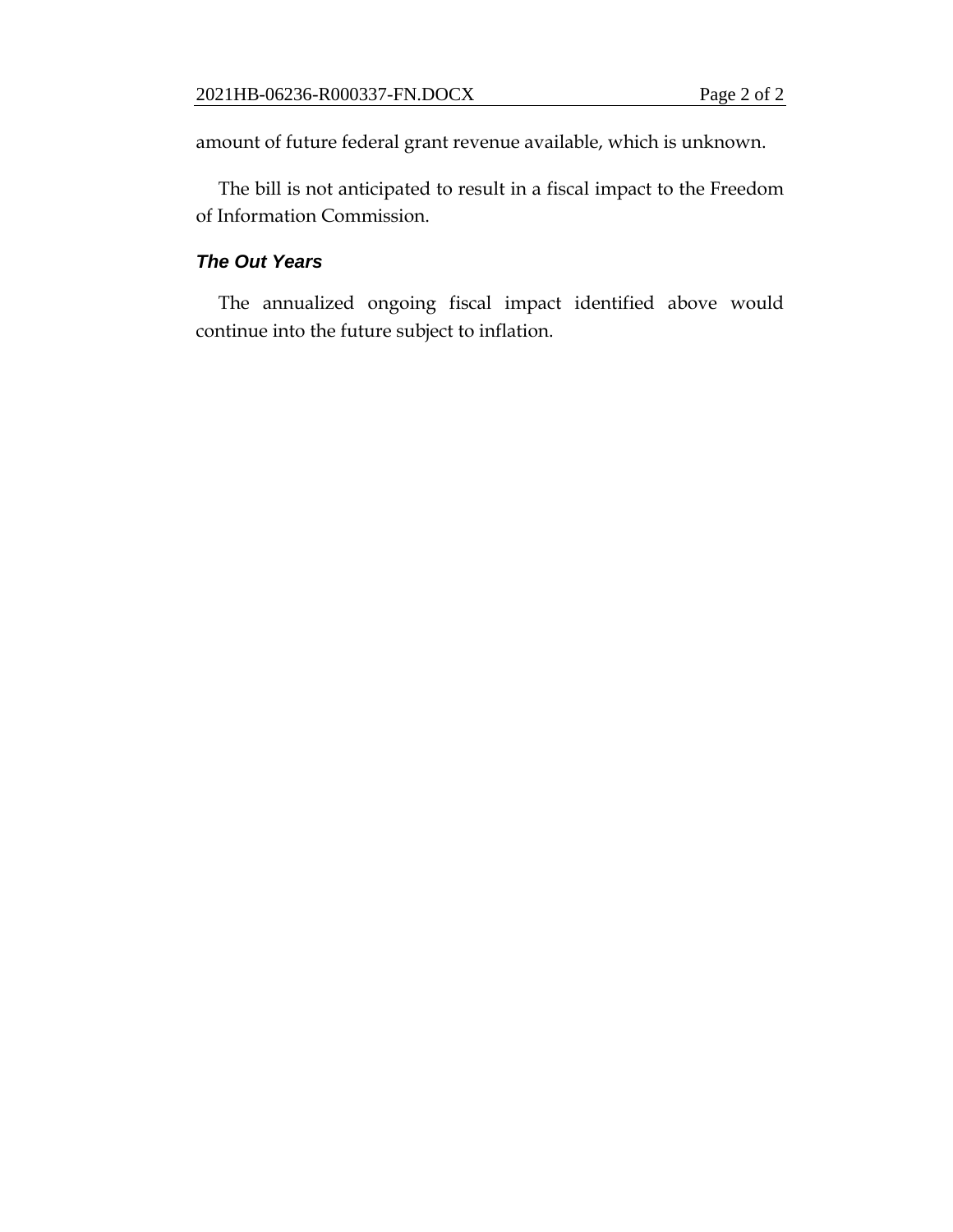amount of future federal grant revenue available, which is unknown.

The bill is not anticipated to result in a fiscal impact to the Freedom of Information Commission.

### *The Out Years*

The annualized ongoing fiscal impact identified above would continue into the future subject to inflation.